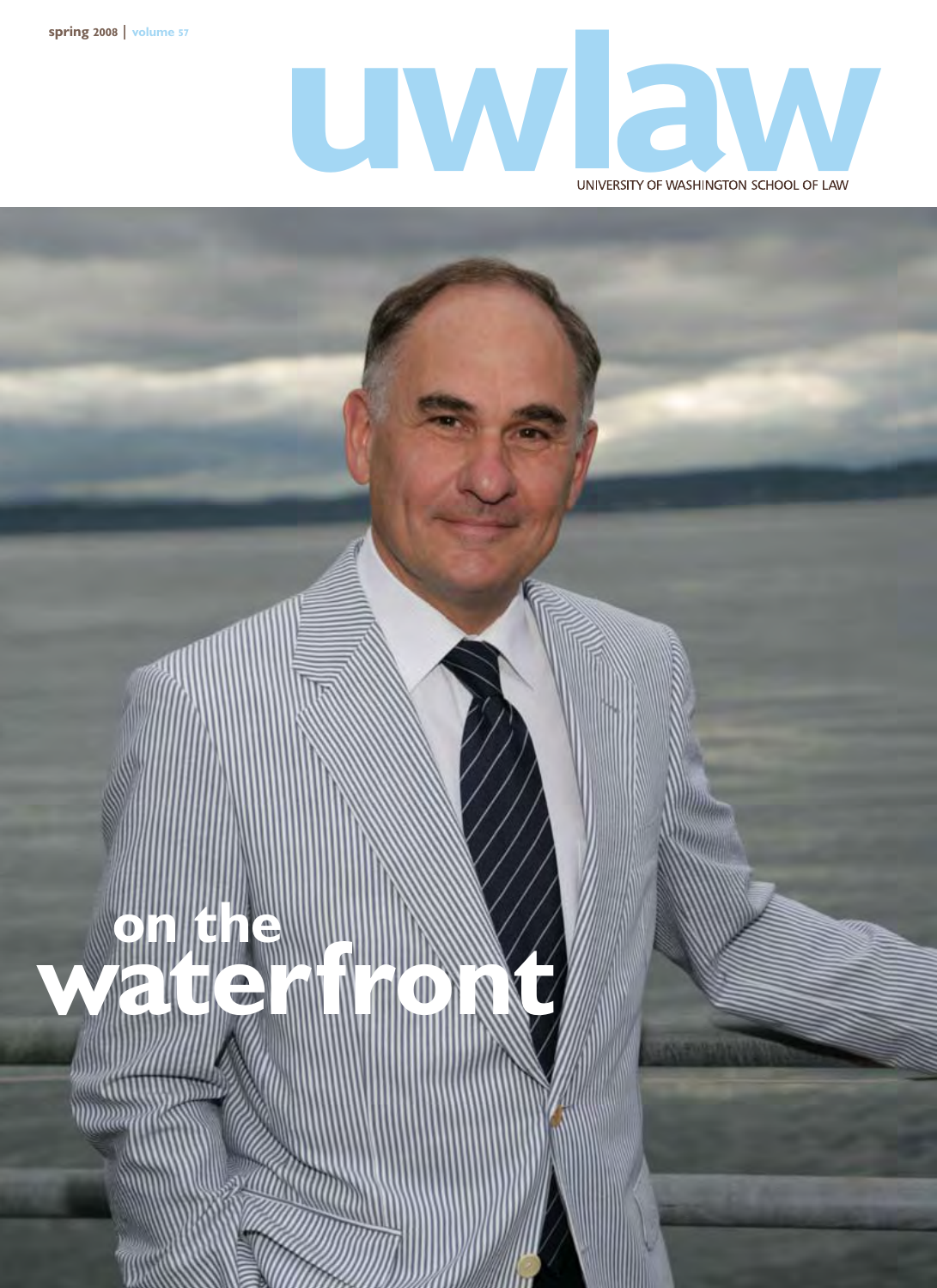spring 2008 | volume 57

# uwlaw

UNIVERSITY OF WASHINGTON SCHOOL OF LAW

## on the waterfront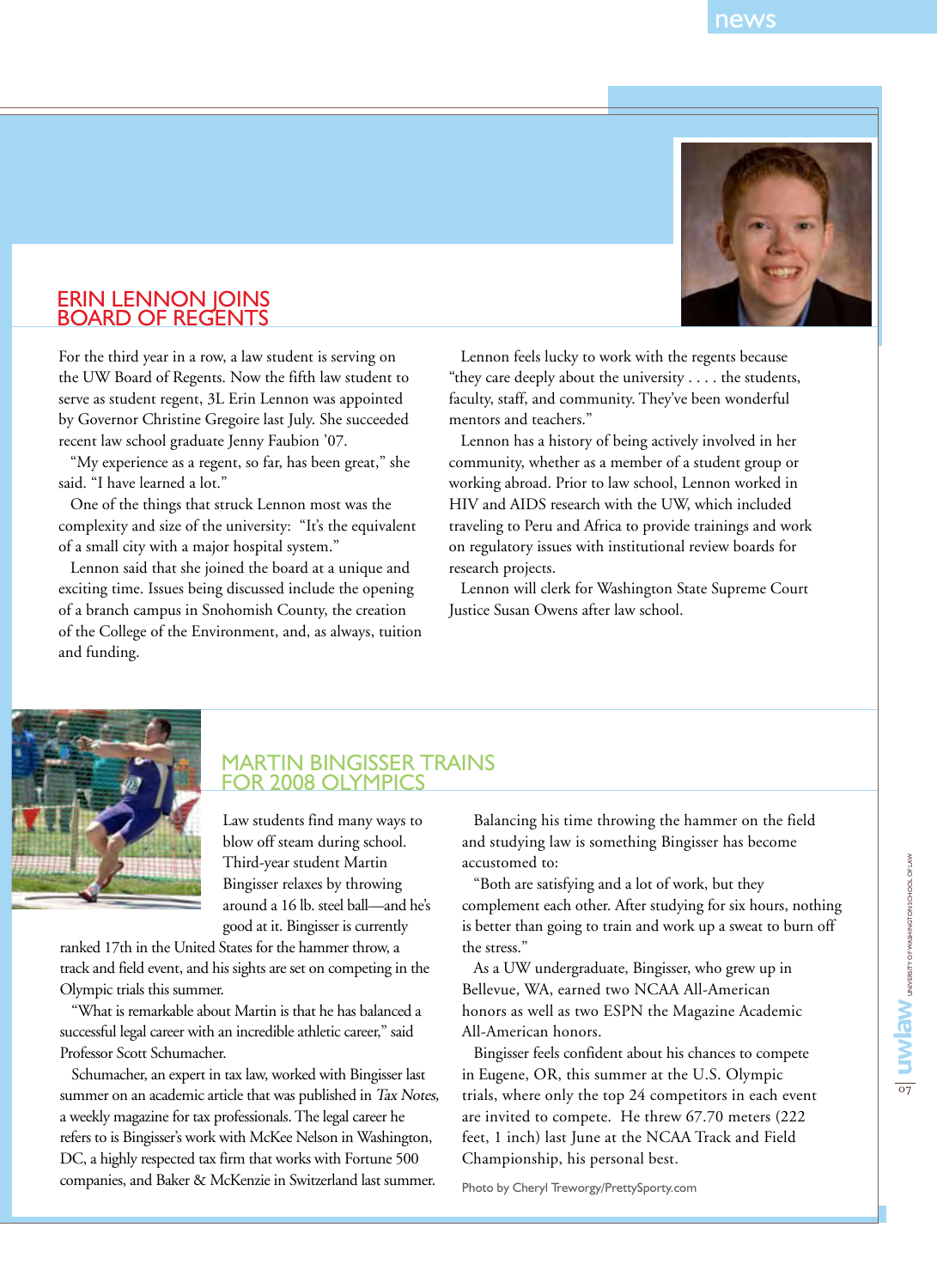## ERIN LENNON JOINS BOARD OF REGENTS

For the third year in a row, a law student is serving on the UW Board of Regents. Now the fifth law student to serve as student regent, 3L Erin Lennon was appointed by Governor Christine Gregoire last July. She succeeded recent law school graduate Jenny Faubion '07.

"My experience as a regent, so far, has been great," she said. "I have learned a lot."

One of the things that struck Lennon most was the complexity and size of the university: "It's the equivalent of a small city with a major hospital system."

Lennon said that she joined the board at a unique and exciting time. Issues being discussed include the opening of a branch campus in Snohomish County, the creation of the College of the Environment, and, as always, tuition and funding.

Lennon feels lucky to work with the regents because "they care deeply about the university . . . . the students, faculty, staff, and community. They've been wonderful mentors and teachers."

Lennon has a history of being actively involved in her community, whether as a member of a student group or working abroad. Prior to law school, Lennon worked in HIV and AIDS research with the UW, which included traveling to Peru and Africa to provide trainings and work on regulatory issues with institutional review boards for research projects.

Lennon will clerk for Washington State Supreme Court Justice Susan Owens after law school.

## MARTIN BINGISSER TRAINS FOR 2008 OLYMPICS

Law students find many ways to blow off steam during school. Third-year student Martin Bingisser relaxes by throwing around a 16 lb. steel ball—and he's good at it. Bingisser is currently ranked 17th in the United States for the hammer throw, a track and field event, and his sights are set on competing in the Olympic trials this summer.

"What is remarkable about Martin is that he has balanced a successful legal career with an incredible athletic career," said Professor Scott Schumacher.

Schumacher, an expert in tax law, worked with Bingisser last summer on an academic article that was published in *Tax Notes*, a weekly magazine for tax professionals. The legal career he refers to is Bingisser's work with McKee Nelson in Washington, DC, a highly respected tax firm that works with Fortune 500 companies, and Baker & McKenzie in Switzerland last summer.

Balancing his time throwing the hammer on the field and studying law is something Bingisser has become accustomed to:

"Both are satisfying and a lot of work, but they complement each other. After studying for six hours, nothing is better than going to train and work up a sweat to burn off the stress."

As a UW undergraduate, Bingisser, who grew up in Bellevue, WA, earned two NCAA All-American honors as well as two ESPN the Magazine Academic All-American honors.

Bingisser feels confident about his chances to compete in Eugene, OR, this summer at the U.S. Olympic trials, where only the top 24 competitors in each event are invited to compete. He threw 67.70 meters (222 feet, 1 inch) last June at the NCAA Track and Field Championship, his personal best.

Photo by Cheryl Treworgy/PrettySporty.com